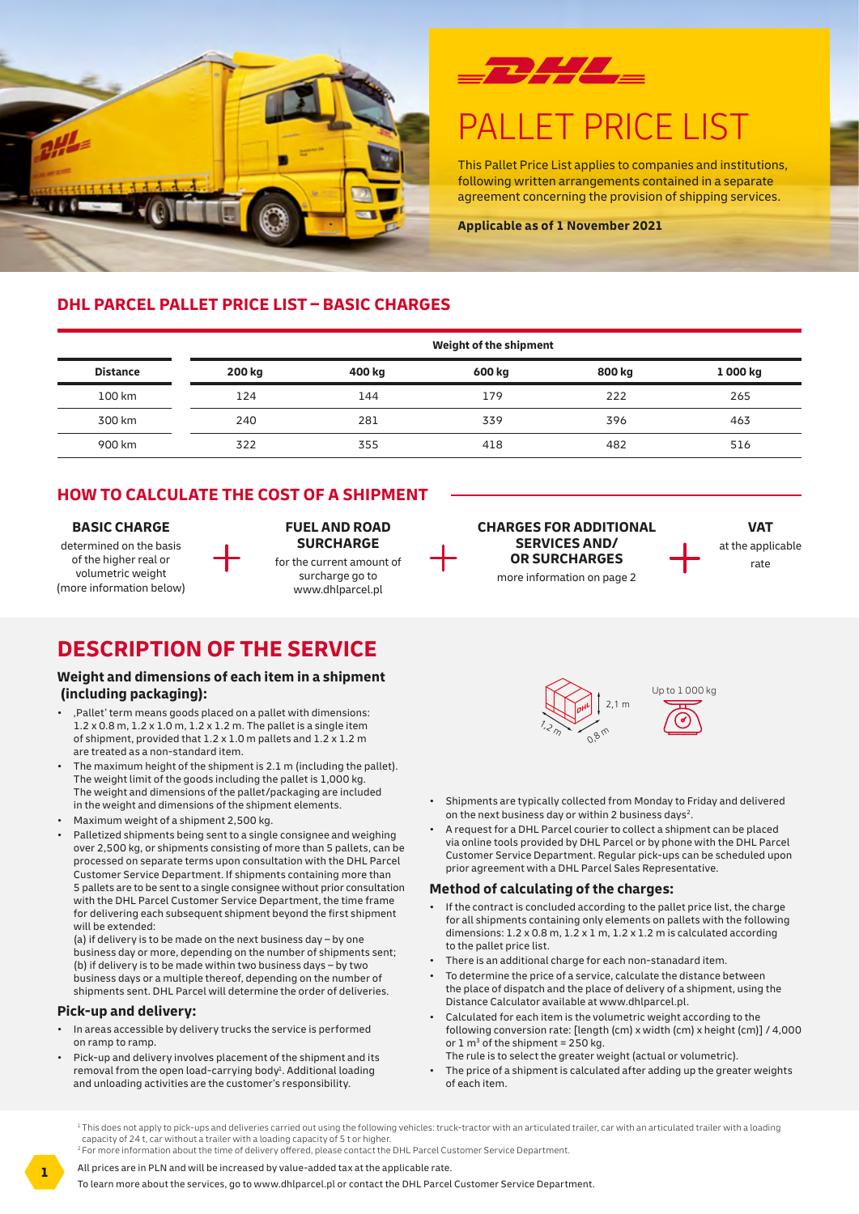# PALLET PRICE LIST

This Pallet Price List applies to companies and institutions, following written arrangements contained in a separate agreement concerning the provision of shipping services.

**Applicable as of 1 November 2021**

## DHL PARCEL PALLET PRICE LIST – BASIC CHARGES

| | Weight of the shipment | | | | |
|---|---|---|---|---|---|
| **Distance** | **200 kg** | **400 kg** | **600 kg** | **800 kg** | **1 000 kg** |
| 100 km | 124 | 144 | 179 | 222 | 265 |
| 300 km | 240 | 281 | 339 | 396 | 463 |
| 900 km | 322 | 355 | 418 | 482 | 516 |

## HOW TO CALCULATE THE COST OF A SHIPMENT

**BASIC CHARGE**
determined on the basis of the higher real or volumetric weight (more information below)

**+**

**FUEL AND ROAD SURCHARGE**
for the current amount of surcharge go to www.dhlparcel.pl

**+**

**CHARGES FOR ADDITIONAL SERVICES AND/ OR SURCHARGES**
more information on page 2

**+**

**VAT**
at the applicable rate

## DESCRIPTION OF THE SERVICE

### Weight and dimensions of each item in a shipment (including packaging):

- ‚Pallet' term means goods placed on a pallet with dimensions: 1.2 x 0.8 m, 1.2 x 1.0 m, 1.2 x 1.2 m. The pallet is a single item of shipment, provided that 1.2 x 1.0 m pallets and 1.2 x 1.2 m are treated as a non-standard item.
- The maximum height of the shipment is 2.1 m (including the pallet). The weight limit of the goods including the pallet is 1,000 kg. The weight and dimensions of the pallet/packaging are included in the weight and dimensions of the shipment elements.
- Maximum weight of a shipment 2,500 kg.
- Palletized shipments being sent to a single consignee and weighing over 2,500 kg, or shipments consisting of more than 5 pallets, can be processed on separate terms upon consultation with the DHL Parcel Customer Service Department. If shipments containing more than 5 pallets are to be sent to a single consignee without prior consultation with the DHL Parcel Customer Service Department, the time frame for delivering each subsequent shipment beyond the first shipment will be extended:
  (a) if delivery is to be made on the next business day – by one business day or more, depending on the number of shipments sent;
  (b) if delivery is to be made within two business days – by two business days or a multiple thereof, depending on the number of shipments sent. DHL Parcel will determine the order of deliveries.

### Pick-up and delivery:

- In areas accessible by delivery trucks the service is performed on ramp to ramp.
- Pick-up and delivery involves placement of the shipment and its removal from the open load-carrying body[1]. Additional loading and unloading activities are the customer's responsibility.

2,1 m
1,2 m
0,8 m
Up to 1 000 kg

- Shipments are typically collected from Monday to Friday and delivered on the next business day or within 2 business days[2].
- A request for a DHL Parcel courier to collect a shipment can be placed via online tools provided by DHL Parcel or by phone with the DHL Parcel Customer Service Department. Regular pick-ups can be scheduled upon prior agreement with a DHL Parcel Sales Representative.

### Method of calculating of the charges:

- If the contract is concluded according to the pallet price list, the charge for all shipments containing only elements on pallets with the following dimensions: 1.2 x 0.8 m, 1.2 x 1 m, 1.2 x 1.2 m is calculated according to the pallet price list.
- There is an additional charge for each non-stanadard item.
- To determine the price of a service, calculate the distance between the place of dispatch and the place of delivery of a shipment, using the Distance Calculator available at www.dhlparcel.pl.
- Calculated for each item is the volumetric weight according to the following conversion rate: [length (cm) x width (cm) x height (cm)] / 4,000 or 1 $m^3$ of the shipment = 250 kg.
  The rule is to select the greater weight (actual or volumetric).
- The price of a shipment is calculated after adding up the greater weights of each item.

[1] This does not apply to pick-ups and deliveries carried out using the following vehicles: truck-tractor with an articulated trailer, car with an articulated trailer with a loading capacity of 24 t, car without a trailer with a loading capacity of 5 t or higher.
[2] For more information about the time of delivery offered, please contact the DHL Parcel Customer Service Department.

All prices are in PLN and will be increased by value-added tax at the applicable rate.

To learn more about the services, go to www.dhlparcel.pl or contact the DHL Parcel Customer Service Department.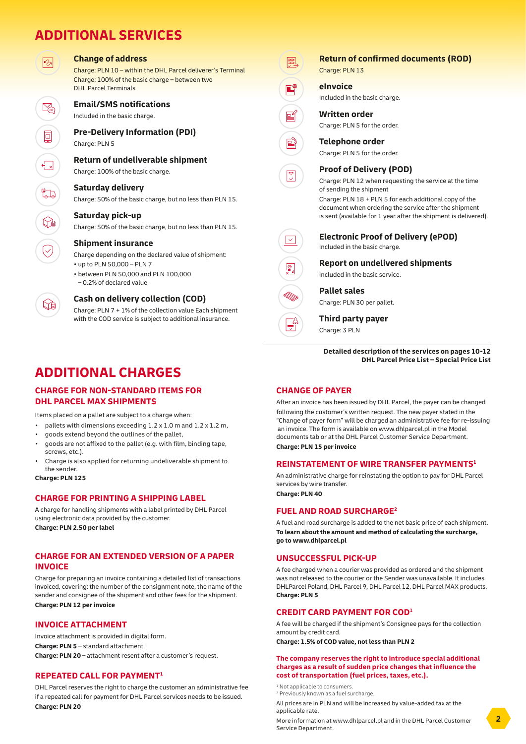# ADDITIONAL SERVICES

### Change of address

Charge: PLN 10 – within the DHL Parcel deliverer's Terminal
Charge: 100% of the basic charge – between two DHL Parcel Terminals

### Email/SMS notifications

Included in the basic charge.

### Pre-Delivery Information (PDI)

Charge: PLN 5

### Return of undeliverable shipment

Charge: 100% of the basic charge.

### Saturday delivery

Charge: 50% of the basic charge, but no less than PLN 15.

### Saturday pick-up

Charge: 50% of the basic charge, but no less than PLN 15.

### Shipment insurance

Charge depending on the declared value of shipment:

- up to PLN 50,000 – PLN 7
- between PLN 50,000 and PLN 100,000 – 0.2% of declared value

### Cash on delivery collection (COD)

Charge: PLN 7 + 1% of the collection value Each shipment with the COD service is subject to additional insurance.

### Return of confirmed documents (ROD)

Charge: PLN 13

### eInvoice

Included in the basic charge.

### Written order

Charge: PLN 5 for the order.

### Telephone order

Charge: PLN 5 for the order.

### Proof of Delivery (POD)

Charge: PLN 12 when requesting the service at the time of sending the shipment
Charge: PLN 18 + PLN 5 for each additional copy of the document when ordering the service after the shipment is sent (available for 1 year after the shipment is delivered).

### Electronic Proof of Delivery (ePOD)

Included in the basic charge.

### Report on undelivered shipments

Included in the basic service.

### Pallet sales

Charge: PLN 30 per pallet.

### Third party payer

Charge: 3 PLN

**Detailed description of the services on pages 10-12 DHL Parcel Price List – Special Price List**

# ADDITIONAL CHARGES

## CHARGE FOR NON-STANDARD ITEMS FOR DHL PARCEL MAX SHIPMENTS

Items placed on a pallet are subject to a charge when:

- pallets with dimensions exceeding 1.2 x 1.0 m and 1.2 x 1.2 m,
- goods extend beyond the outlines of the pallet,
- goods are not affixed to the pallet (e.g. with film, binding tape, screws, etc.).
- Charge is also applied for returning undeliverable shipment to the sender.

**Charge: PLN 125**

## CHARGE FOR PRINTING A SHIPPING LABEL

A charge for handling shipments with a label printed by DHL Parcel using electronic data provided by the customer.

**Charge: PLN 2.50 per label**

## CHARGE FOR AN EXTENDED VERSION OF A PAPER INVOICE

Charge for preparing an invoice containing a detailed list of transactions invoiced, covering: the number of the consignment note, the name of the sender and consignee of the shipment and other fees for the shipment.

**Charge: PLN 12 per invoice**

## INVOICE ATTACHMENT

Invoice attachment is provided in digital form.

**Charge: PLN 5** – standard attachment
**Charge: PLN 20** – attachment resent after a customer's request.

## REPEATED CALL FOR PAYMENT[1]

DHL Parcel reserves the right to charge the customer an administrative fee if a repeated call for payment for DHL Parcel services needs to be issued.

**Charge: PLN 20**

## CHANGE OF PAYER

After an invoice has been issued by DHL Parcel, the payer can be changed following the customer's written request. The new payer stated in the "Change of payer form" will be charged an administrative fee for re-issuing an invoice. The form is available on www.dhlparcel.pl in the Model documents tab or at the DHL Parcel Customer Service Department.

**Charge: PLN 15 per invoice**

## REINSTATEMENT OF WIRE TRANSFER PAYMENTS[1]

An administrative charge for reinstating the option to pay for DHL Parcel services by wire transfer.

**Charge: PLN 40**

## FUEL AND ROAD SURCHARGE[2]

A fuel and road surcharge is added to the net basic price of each shipment.
**To learn about the amount and method of calculating the surcharge, go to www.dhlparcel.pl**

## UNSUCCESSFUL PICK-UP

A fee charged when a courier was provided as ordered and the shipment was not released to the courier or the Sender was unavailable. It includes DHLParcel Poland, DHL Parcel 9, DHL Parcel 12, DHL Parcel MAX products.

**Charge: PLN 5**

## CREDIT CARD PAYMENT FOR COD[1]

A fee will be charged if the shipment's Consignee pays for the collection amount by credit card.

**Charge: 1.5% of COD value, not less than PLN 2**

**The company reserves the right to introduce special additional charges as a result of sudden price changes that influence the cost of transportation (fuel prices, taxes, etc.).**

[1] Not applicable to consumers.
[2] Previously known as a fuel surcharge.

All prices are in PLN and will be increased by value-added tax at the applicable rate.

More information at www.dhlparcel.pl and in the DHL Parcel Customer Service Department.